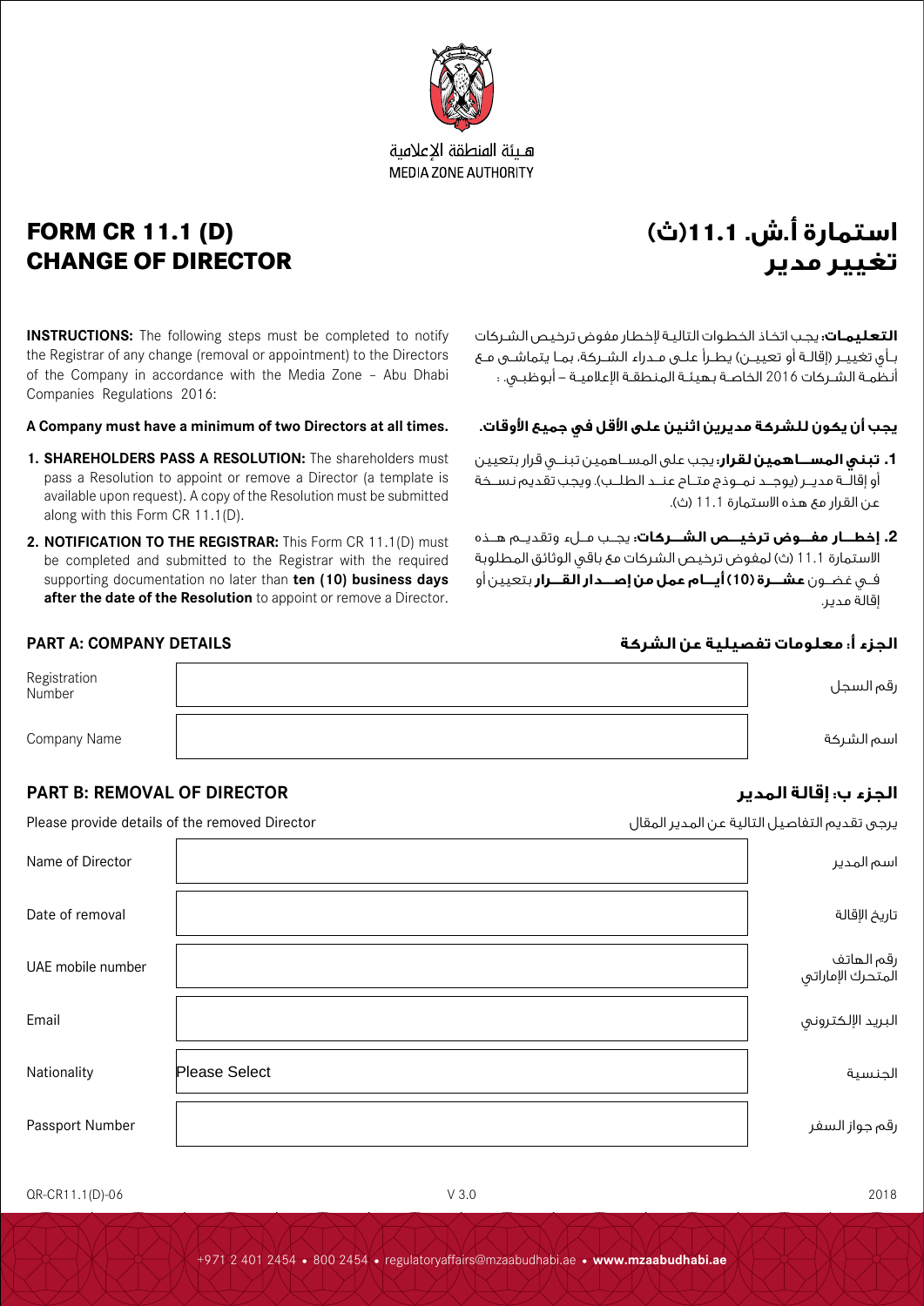هيئة المنطقة الإعلامية
MEDIA ZONE AUTHORITY

# FORM CR 11.1 (D) CHANGE OF DIRECTOR

# استمارة أ.ش. 11.1(ث) تغيير مدير

**INSTRUCTIONS:** The following steps must be completed to notify the Registrar of any change (removal or appointment) to the Directors of the Company in accordance with the Media Zone – Abu Dhabi Companies Regulations 2016:

**A Company must have a minimum of two Directors at all times.**

1. **SHAREHOLDERS PASS A RESOLUTION:** The shareholders must pass a Resolution to appoint or remove a Director (a template is available upon request). A copy of the Resolution must be submitted along with this Form CR 11.1(D).
2. **NOTIFICATION TO THE REGISTRAR:** This Form CR 11.1(D) must be completed and submitted to the Registrar with the required supporting documentation no later than **ten (10) business days after the date of the Resolution** to appoint or remove a Director.

**التعليمات:** يجب اتخاذ الخطوات التالية لإخطار مفوض ترخيص الشركات بأي تغيير (إقالة أو تعيين) يطرأ على مدراء الشركة، بما يتماشى مع أنظمة الشركات 2016 الخاصة بهيئة المنطقة الإعلامية – أبوظبي:

**يجب أن يكون للشركة مديرين اثنين على الأقل في جميع الأوقات.**

1. **تبني المساهمين لقرار:** يجب على المساهمين تبني قرار بتعيين أو إقالة مدير (يوجد نموذج متاح عند الطلب). ويجب تقديم نسخة عن القرار مع هذه الاستمارة 11.1 (ث).
2. **إخطار مفوض ترخيص الشركات:** يجب ملء وتقديم هذه الاستمارة 11.1 (ث) لمفوض ترخيص الشركات مع باقي الوثائق المطلوبة في غضون **عشرة (10) أيام عمل من إصدار القرار** بتعيين أو إقالة مدير.

## PART A: COMPANY DETAILS / الجزء أ: معلومات تفصيلية عن الشركة

| | | |
|---|---|---|
| Registration Number | | رقم السجل |
| Company Name | | اسم الشركة |

## PART B: REMOVAL OF DIRECTOR / الجزء ب: إقالة المدير

Please provide details of the removed Director / يرجى تقديم التفاصيل التالية عن المدير المقال

| | | |
|---|---|---|
| Name of Director | | اسم المدير |
| Date of removal | | تاريخ الإقالة |
| UAE mobile number | | رقم الهاتف المتحرك الإماراتي |
| Email | | البريد الإلكتروني |
| Nationality | Please Select | الجنسية |
| Passport Number | | رقم جواز السفر |

QR-CR11.1(D)-06 V 3.0 2018

+971 2 401 2454 • 800 2454 • regulatoryaffairs@mzaabudhabi.ae • **www.mzaabudhabi.ae**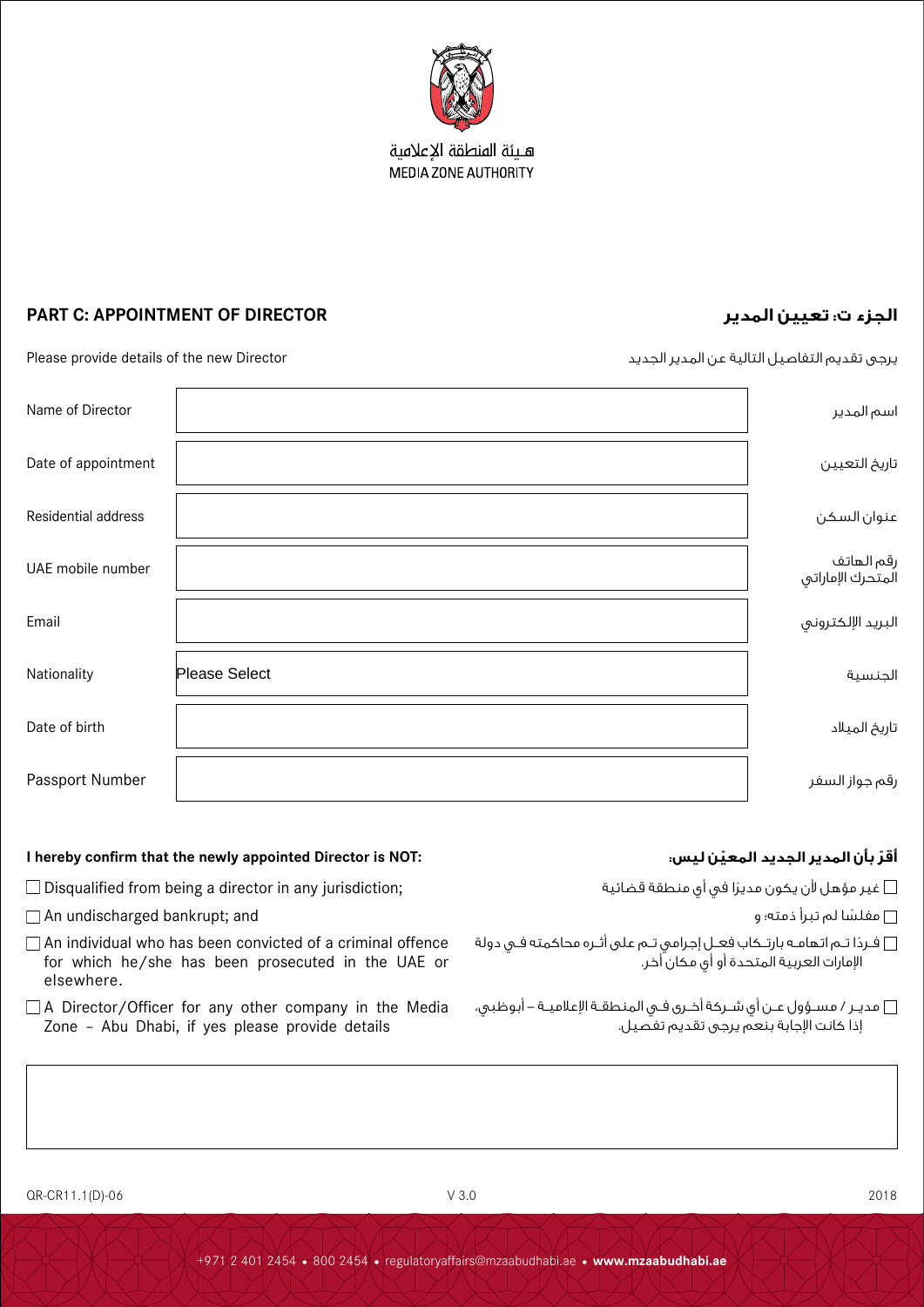هـيئة المنطقة الإعلامية
MEDIA ZONE AUTHORITY

## PART C: APPOINTMENT OF DIRECTOR
## الجزء ت: تعيين المدير

Please provide details of the new Director

يرجى تقديم التفاصيل التالية عن المدير الجديد

| | | |
|---|---|---|
| Name of Director | | اسم المدير |
| Date of appointment | | تاريخ التعيين |
| Residential address | | عنوان السكن |
| UAE mobile number | | رقم الهاتف المتحرك الإماراتي |
| Email | | البريد الإلكتروني |
| Nationality | Please Select | الجنسية |
| Date of birth | | تاريخ الميلاد |
| Passport Number | | رقم جواز السفر |

**I hereby confirm that the newly appointed Director is NOT:**

- ☐ Disqualified from being a director in any jurisdiction;
- ☐ An undischarged bankrupt; and
- ☐ An individual who has been convicted of a criminal offence for which he/she has been prosecuted in the UAE or elsewhere.
- ☐ A Director/Officer for any other company in the Media Zone – Abu Dhabi, if yes please provide details

**أقرّ بأن المدير الجديد المعيّن ليس:**

- ☐ غير مؤهل لأن يكون مديرًا في أي منطقة قضائية
- ☐ مفلسًا لم تبرأ ذمته؛ و
- ☐ فردًا تم اتهامه بارتكاب فعل إجرامي تم على أثره محاكمته في دولة الإمارات العربية المتحدة أو أي مكان آخر.
- ☐ مدير / مسؤول عن أي شركة أخرى في المنطقة الإعلامية – أبوظبي، إذا كانت الإجابة بنعم يرجى تقديم تفصيل.

| |
|---|
| |

QR-CR11.1(D)-06 V 3.0 2018

+971 2 401 2454 • 800 2454 • regulatoryaffairs@mzaabudhabi.ae • **www.mzaabudhabi.ae**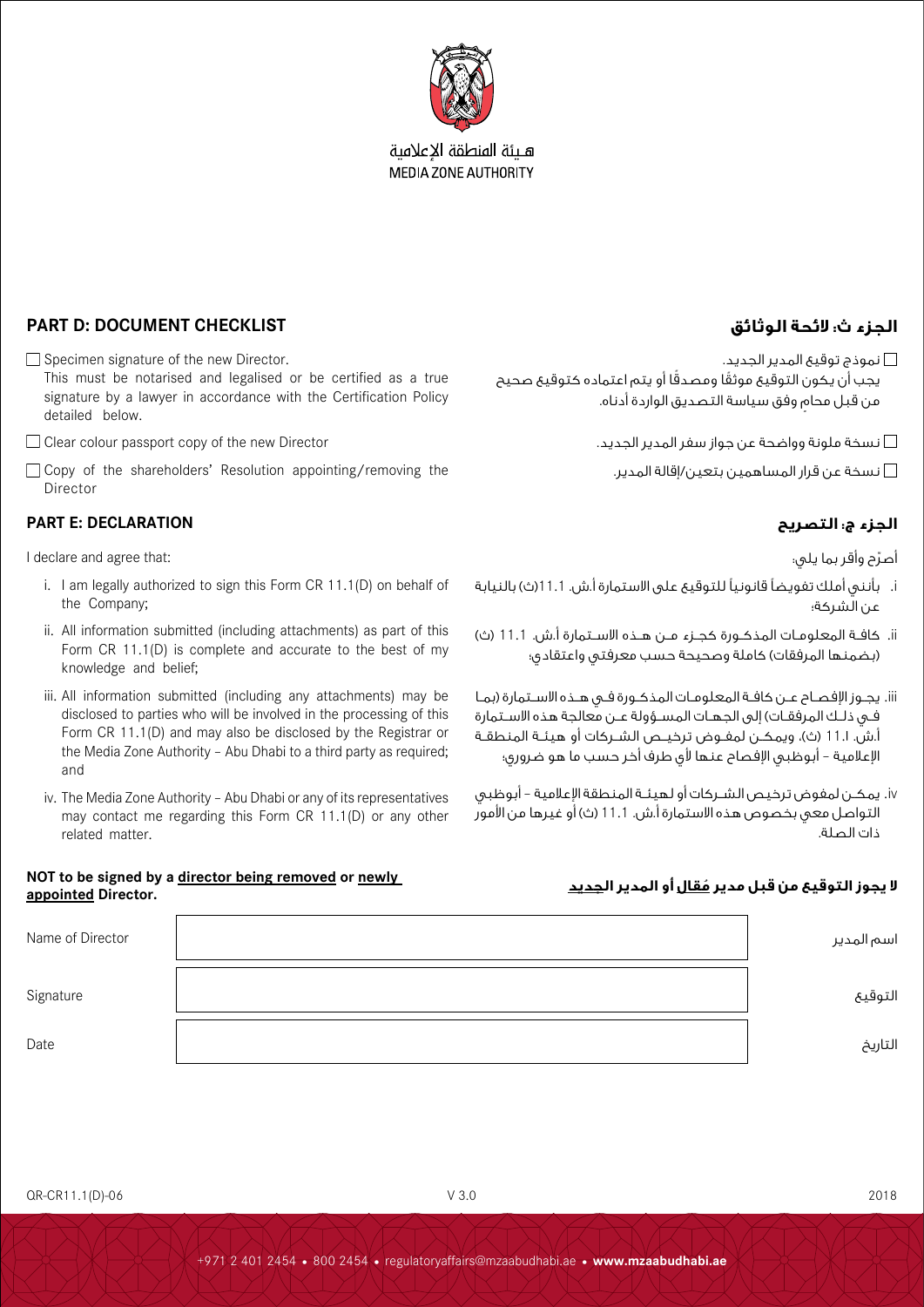هـيئة المنطقة الإعلامية
MEDIA ZONE AUTHORITY

## PART D: DOCUMENT CHECKLIST

## الجزء ث: لائحة الوثائق

- ☐ Specimen signature of the new Director.
  This must be notarised and legalised or be certified as a true signature by a lawyer in accordance with the Certification Policy detailed below.
- ☐ Clear colour passport copy of the new Director
- ☐ Copy of the shareholders' Resolution appointing/removing the Director

- ☐ نموذج توقيع المدير الجديد.
  يجب أن يكون التوقيع موثقًا ومصدقًا أو يتم اعتماده كتوقيع صحيح من قبل محامٍ وفق سياسة التصديق الواردة أدناه.
- ☐ نسخة ملونة وواضحة عن جواز سفر المدير الجديد.
- ☐ نسخة عن قرار المساهمين بتعين/إقالة المدير.

## PART E: DECLARATION

## الجزء ج: التصريح

I declare and agree that:

i. I am legally authorized to sign this Form CR 11.1(D) on behalf of the Company;

ii. All information submitted (including attachments) as part of this Form CR 11.1(D) is complete and accurate to the best of my knowledge and belief;

iii. All information submitted (including any attachments) may be disclosed to parties who will be involved in the processing of this Form CR 11.1(D) and may also be disclosed by the Registrar or the Media Zone Authority – Abu Dhabi to a third party as required; and

iv. The Media Zone Authority – Abu Dhabi or any of its representatives may contact me regarding this Form CR 11.1(D) or any other related matter.

أصرّح وأقر بما يلي:

i. بأنني أملك تفويضاً قانونياً للتوقيع على الاستمارة أ.ش. 11.1(ث) بالنيابة عن الشركة؛

ii. كافة المعلومات المذكورة كجزء من هذه الاستمارة أ.ش. 11.1 (ث) (بضمنها المرفقات) كاملة وصحيحة حسب معرفتي واعتقادي؛

iii. يجوز الإفصاح عن كافة المعلومات المذكورة في هذه الاستمارة (بما في ذلك المرفقات) إلى الجهات المسؤولة عن معالجة هذه الاستمارة أ.ش. 11.1 (ث)، ويمكن لمفوض ترخيص الشركات أو هيئة المنطقة الإعلامية – أبوظبي الإفصاح عنها لأي طرف آخر حسب ما هو ضروري؛

iv. يمكن لمفوض ترخيص الشركات أو لهيئة المنطقة الإعلامية – أبوظبي التواصل معي بخصوص هذه الاستمارة أ.ش. 11.1 (ث) أو غيرها من الأمور ذات الصلة.

**NOT to be signed by a director being removed or newly appointed Director.**

**لا يجوز التوقيع من قبل مدير مُقال أو المدير الجديد**

| | | |
|---|---|---|
| Name of Director | | اسم المدير |
| Signature | | التوقيع |
| Date | | التاريخ |

QR-CR11.1(D)-06 V 3.0 2018

+971 2 401 2454 • 800 2454 • regulatoryaffairs@mzaabudhabi.ae • **www.mzaabudhabi.ae**